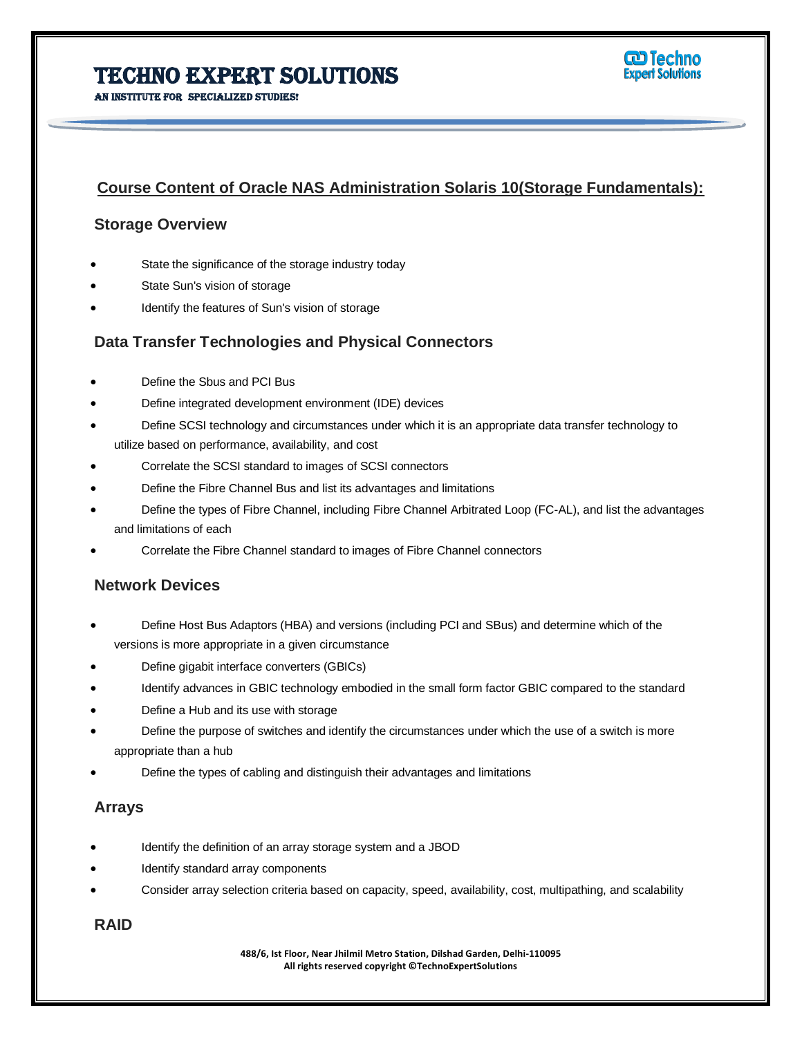# TECHNO EXPERT SOLUTIONS

AN INSTITUTE FOR SPECIALIZED STUDIES!

## Course Content of Oracle NAS Administration Solaris 10(Storage Fundamentals):

### Storage Overview

- State the significance of the storage industry today
- State Sun's vision of storage
- Identify the features of Sun's vision of storage

### Data Transfer Technologies and Physical Connectors

- Define the Sbus and PCI Bus
- Define integrated development environment (IDE) devices
- Define SCSI technology and circumstances under which it is an appropriate data transfer technology to utilize based on performance, availability, and cost
- Correlate the SCSI standard to images of SCSI connectors
- Define the Fibre Channel Bus and list its advantages and limitations
- Define the types of Fibre Channel, including Fibre Channel Arbitrated Loop (FC-AL), and list the advantages and limitations of each
- Correlate the Fibre Channel standard to images of Fibre Channel connectors

### Network Devices

- Define Host Bus Adaptors (HBA) and versions (including PCI and SBus) and determine which of the versions is more appropriate in a given circumstance
- Define gigabit interface converters (GBICs)
- Identify advances in GBIC technology embodied in the small form factor GBIC compared to the standard
- Define a Hub and its use with storage
- Define the purpose of switches and identify the circumstances under which the use of a switch is more appropriate than a hub
- Define the types of cabling and distinguish their advantages and limitations

### Arrays

- Identify the definition of an array storage system and a JBOD
- Identify standard array components
- Consider array selection criteria based on capacity, speed, availability, cost, multipathing, and scalability

### RAID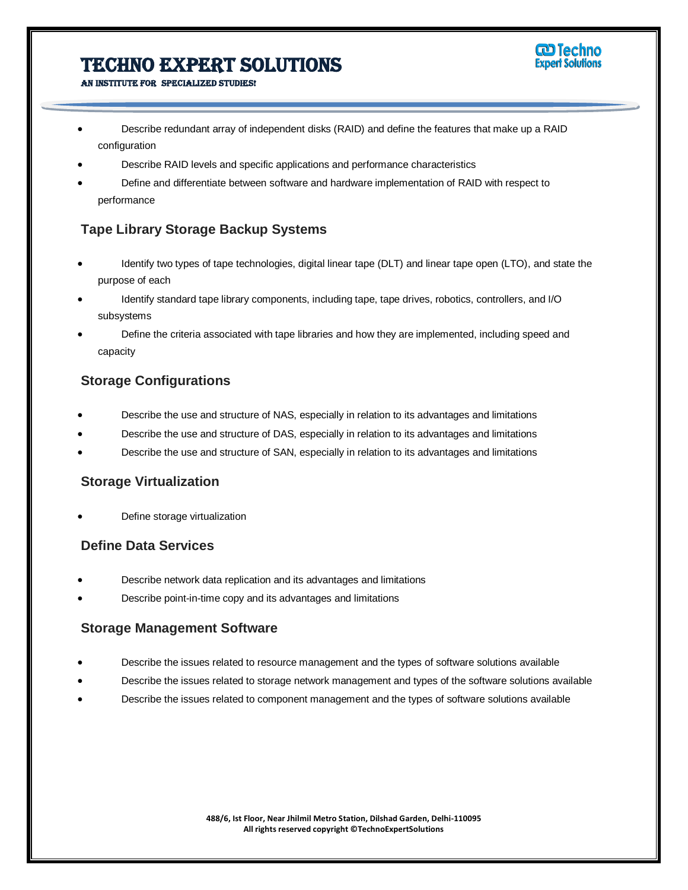- Describe redundant array of independent disks (RAID) and define the features that make up a RAID configuration
- Describe RAID levels and specific applications and performance characteristics
- Define and differentiate between software and hardware implementation of RAID with respect to performance

## Tape Library Storage Backup Systems

- Identify two types of tape technologies, digital linear tape (DLT) and linear tape open (LTO), and state the purpose of each
- Identify standard tape library components, including tape, tape drives, robotics, controllers, and I/O subsystems
- Define the criteria associated with tape libraries and how they are implemented, including speed and capacity

## Storage Configurations

- Describe the use and structure of NAS, especially in relation to its advantages and limitations
- Describe the use and structure of DAS, especially in relation to its advantages and limitations
- Describe the use and structure of SAN, especially in relation to its advantages and limitations

## Storage Virtualization

- Define storage virtualization

## Define Data Services

- Describe network data replication and its advantages and limitations
- Describe point-in-time copy and its advantages and limitations

## Storage Management Software

- Describe the issues related to resource management and the types of software solutions available
- Describe the issues related to storage network management and types of the software solutions available
- Describe the issues related to component management and the types of software solutions available